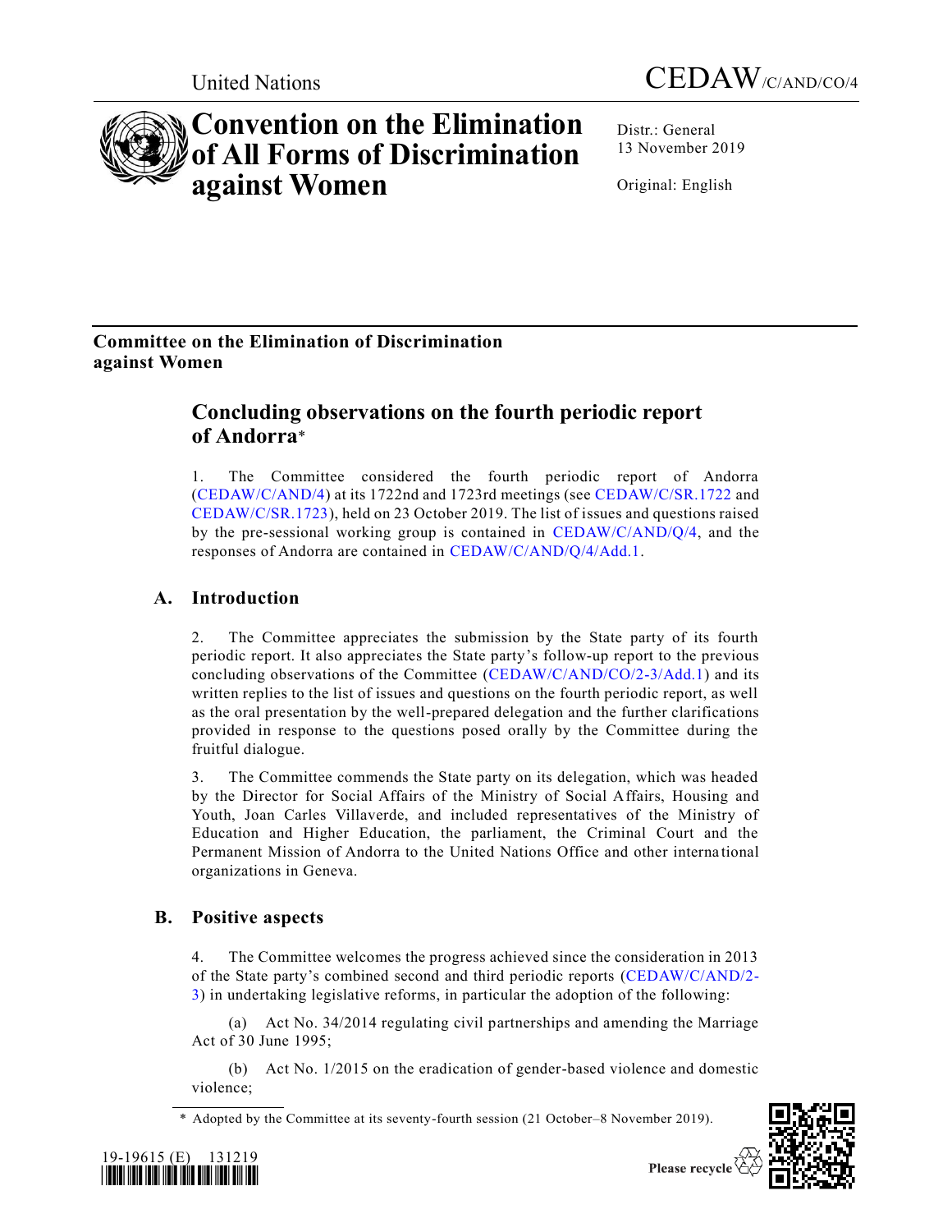United Nations CEDAW/C/AND/CO/4

# Convention on the Elimination of All Forms of Discrimination against Women

Distr.: General
13 November 2019

Original: English

## Committee on the Elimination of Discrimination against Women

## Concluding observations on the fourth periodic report of Andorra*

1. The Committee considered the fourth periodic report of Andorra (CEDAW/C/AND/4) at its 1722nd and 1723rd meetings (see CEDAW/C/SR.1722 and CEDAW/C/SR.1723), held on 23 October 2019. The list of issues and questions raised by the pre-sessional working group is contained in CEDAW/C/AND/Q/4, and the responses of Andorra are contained in CEDAW/C/AND/Q/4/Add.1.

### A. Introduction

2. The Committee appreciates the submission by the State party of its fourth periodic report. It also appreciates the State party's follow-up report to the previous concluding observations of the Committee (CEDAW/C/AND/CO/2-3/Add.1) and its written replies to the list of issues and questions on the fourth periodic report, as well as the oral presentation by the well-prepared delegation and the further clarifications provided in response to the questions posed orally by the Committee during the fruitful dialogue.

3. The Committee commends the State party on its delegation, which was headed by the Director for Social Affairs of the Ministry of Social Affairs, Housing and Youth, Joan Carles Villaverde, and included representatives of the Ministry of Education and Higher Education, the parliament, the Criminal Court and the Permanent Mission of Andorra to the United Nations Office and other international organizations in Geneva.

### B. Positive aspects

4. The Committee welcomes the progress achieved since the consideration in 2013 of the State party's combined second and third periodic reports (CEDAW/C/AND/2-3) in undertaking legislative reforms, in particular the adoption of the following:

(a) Act No. 34/2014 regulating civil partnerships and amending the Marriage Act of 30 June 1995;

(b) Act No. 1/2015 on the eradication of gender-based violence and domestic violence;

\* Adopted by the Committee at its seventy-fourth session (21 October–8 November 2019).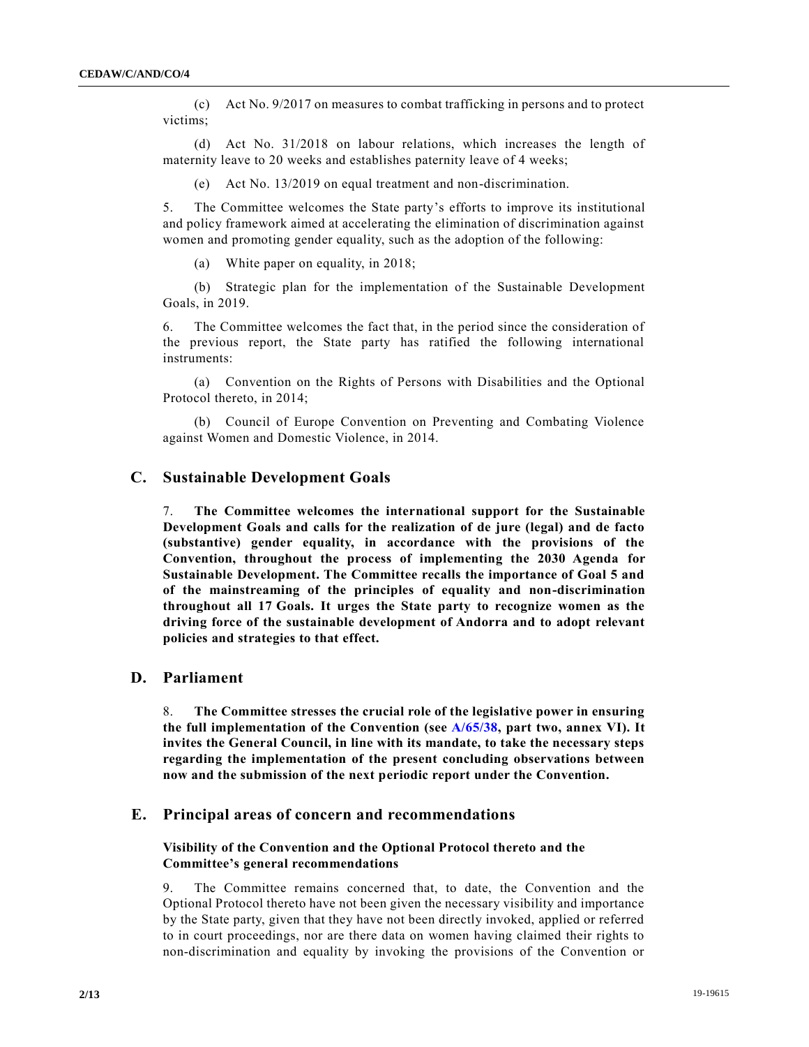(c) Act No. 9/2017 on measures to combat trafficking in persons and to protect victims;

(d) Act No. 31/2018 on labour relations, which increases the length of maternity leave to 20 weeks and establishes paternity leave of 4 weeks;

(e) Act No. 13/2019 on equal treatment and non-discrimination.

5. The Committee welcomes the State party's efforts to improve its institutional and policy framework aimed at accelerating the elimination of discrimination against women and promoting gender equality, such as the adoption of the following:

(a) White paper on equality, in 2018;

(b) Strategic plan for the implementation of the Sustainable Development Goals, in 2019.

6. The Committee welcomes the fact that, in the period since the consideration of the previous report, the State party has ratified the following international instruments:

(a) Convention on the Rights of Persons with Disabilities and the Optional Protocol thereto, in 2014;

(b) Council of Europe Convention on Preventing and Combating Violence against Women and Domestic Violence, in 2014.

## C. Sustainable Development Goals

7. **The Committee welcomes the international support for the Sustainable Development Goals and calls for the realization of de jure (legal) and de facto (substantive) gender equality, in accordance with the provisions of the Convention, throughout the process of implementing the 2030 Agenda for Sustainable Development. The Committee recalls the importance of Goal 5 and of the mainstreaming of the principles of equality and non-discrimination throughout all 17 Goals. It urges the State party to recognize women as the driving force of the sustainable development of Andorra and to adopt relevant policies and strategies to that effect.**

## D. Parliament

8. **The Committee stresses the crucial role of the legislative power in ensuring the full implementation of the Convention (see A/65/38, part two, annex VI). It invites the General Council, in line with its mandate, to take the necessary steps regarding the implementation of the present concluding observations between now and the submission of the next periodic report under the Convention.**

## E. Principal areas of concern and recommendations

### Visibility of the Convention and the Optional Protocol thereto and the Committee's general recommendations

9. The Committee remains concerned that, to date, the Convention and the Optional Protocol thereto have not been given the necessary visibility and importance by the State party, given that they have not been directly invoked, applied or referred to in court proceedings, nor are there data on women having claimed their rights to non-discrimination and equality by invoking the provisions of the Convention or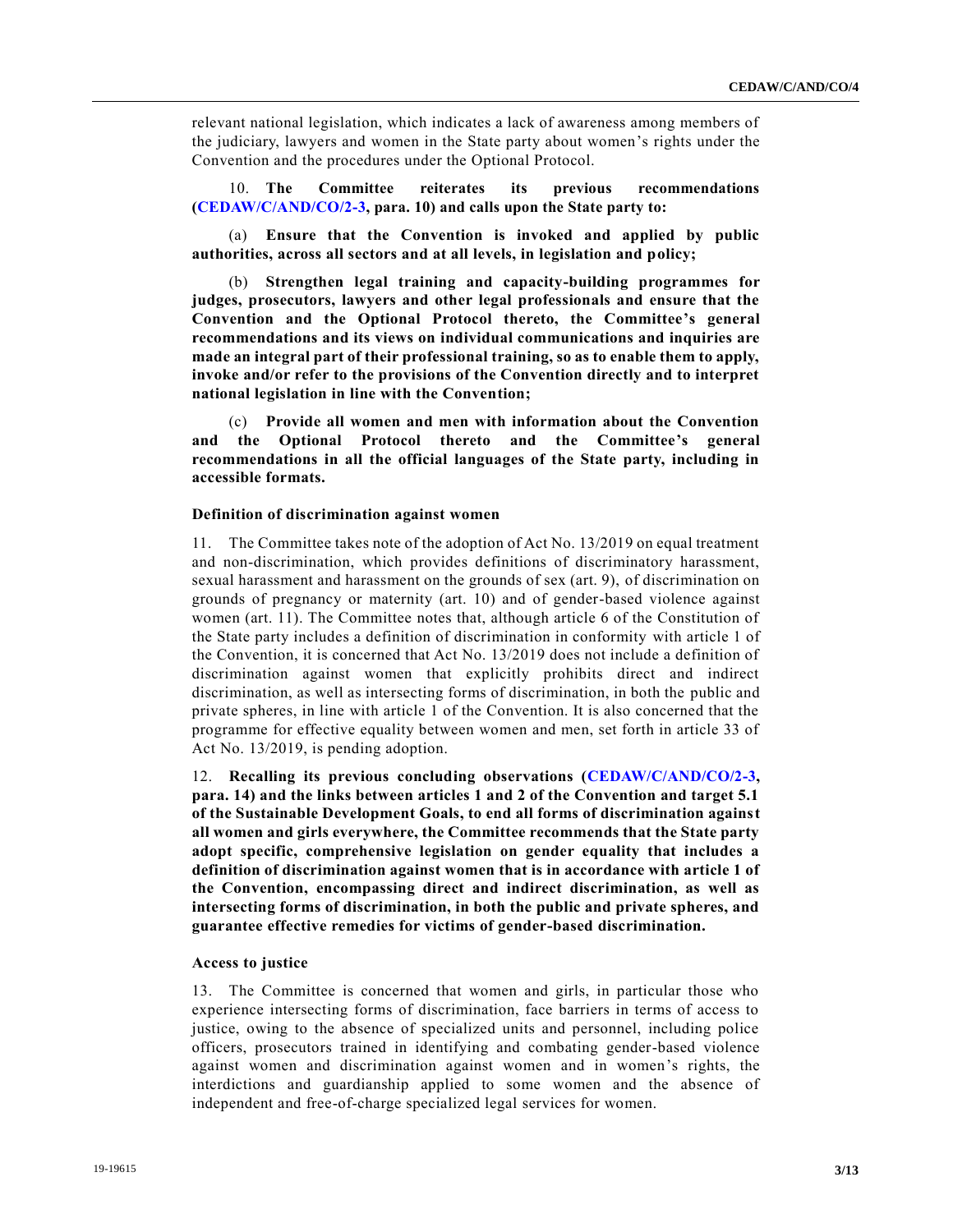relevant national legislation, which indicates a lack of awareness among members of the judiciary, lawyers and women in the State party about women's rights under the Convention and the procedures under the Optional Protocol.

10. **The Committee reiterates its previous recommendations (CEDAW/C/AND/CO/2-3, para. 10) and calls upon the State party to:**

(a) **Ensure that the Convention is invoked and applied by public authorities, across all sectors and at all levels, in legislation and policy;**

(b) **Strengthen legal training and capacity-building programmes for judges, prosecutors, lawyers and other legal professionals and ensure that the Convention and the Optional Protocol thereto, the Committee's general recommendations and its views on individual communications and inquiries are made an integral part of their professional training, so as to enable them to apply, invoke and/or refer to the provisions of the Convention directly and to interpret national legislation in line with the Convention;**

(c) **Provide all women and men with information about the Convention and the Optional Protocol thereto and the Committee's general recommendations in all the official languages of the State party, including in accessible formats.**

### Definition of discrimination against women

11. The Committee takes note of the adoption of Act No. 13/2019 on equal treatment and non-discrimination, which provides definitions of discriminatory harassment, sexual harassment and harassment on the grounds of sex (art. 9), of discrimination on grounds of pregnancy or maternity (art. 10) and of gender-based violence against women (art. 11). The Committee notes that, although article 6 of the Constitution of the State party includes a definition of discrimination in conformity with article 1 of the Convention, it is concerned that Act No. 13/2019 does not include a definition of discrimination against women that explicitly prohibits direct and indirect discrimination, as well as intersecting forms of discrimination, in both the public and private spheres, in line with article 1 of the Convention. It is also concerned that the programme for effective equality between women and men, set forth in article 33 of Act No. 13/2019, is pending adoption.

12. **Recalling its previous concluding observations (CEDAW/C/AND/CO/2-3, para. 14) and the links between articles 1 and 2 of the Convention and target 5.1 of the Sustainable Development Goals, to end all forms of discrimination against all women and girls everywhere, the Committee recommends that the State party adopt specific, comprehensive legislation on gender equality that includes a definition of discrimination against women that is in accordance with article 1 of the Convention, encompassing direct and indirect discrimination, as well as intersecting forms of discrimination, in both the public and private spheres, and guarantee effective remedies for victims of gender-based discrimination.**

### Access to justice

13. The Committee is concerned that women and girls, in particular those who experience intersecting forms of discrimination, face barriers in terms of access to justice, owing to the absence of specialized units and personnel, including police officers, prosecutors trained in identifying and combating gender-based violence against women and discrimination against women and in women's rights, the interdictions and guardianship applied to some women and the absence of independent and free-of-charge specialized legal services for women.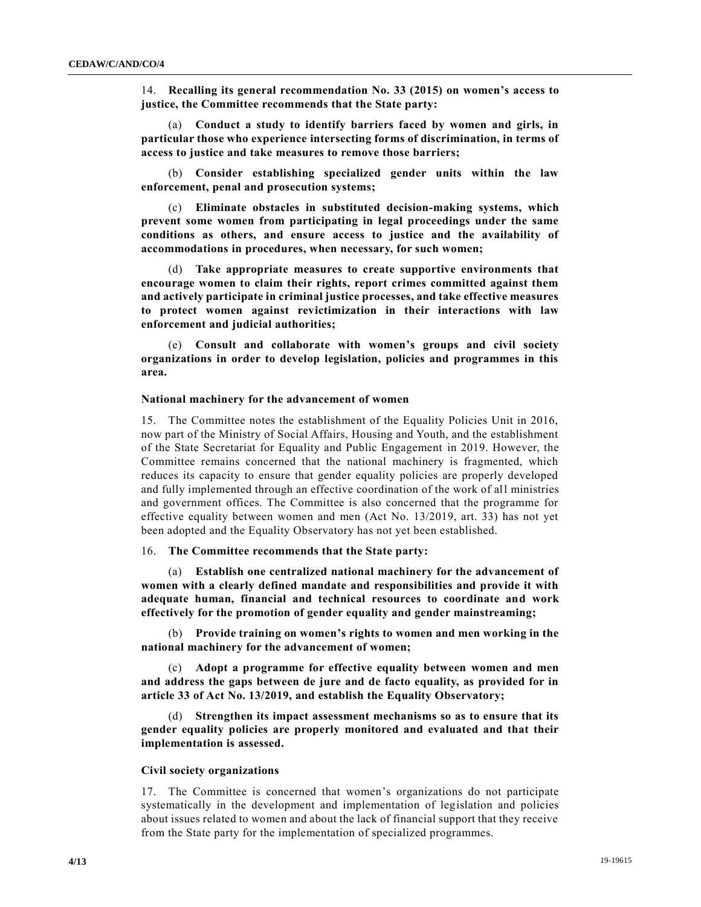14. **Recalling its general recommendation No. 33 (2015) on women's access to justice, the Committee recommends that the State party:**

(a) **Conduct a study to identify barriers faced by women and girls, in particular those who experience intersecting forms of discrimination, in terms of access to justice and take measures to remove those barriers;**

(b) **Consider establishing specialized gender units within the law enforcement, penal and prosecution systems;**

(c) **Eliminate obstacles in substituted decision-making systems, which prevent some women from participating in legal proceedings under the same conditions as others, and ensure access to justice and the availability of accommodations in procedures, when necessary, for such women;**

(d) **Take appropriate measures to create supportive environments that encourage women to claim their rights, report crimes committed against them and actively participate in criminal justice processes, and take effective measures to protect women against revictimization in their interactions with law enforcement and judicial authorities;**

(e) **Consult and collaborate with women's groups and civil society organizations in order to develop legislation, policies and programmes in this area.**

### National machinery for the advancement of women

15. The Committee notes the establishment of the Equality Policies Unit in 2016, now part of the Ministry of Social Affairs, Housing and Youth, and the establishment of the State Secretariat for Equality and Public Engagement in 2019. However, the Committee remains concerned that the national machinery is fragmented, which reduces its capacity to ensure that gender equality policies are properly developed and fully implemented through an effective coordination of the work of all ministries and government offices. The Committee is also concerned that the programme for effective equality between women and men (Act No. 13/2019, art. 33) has not yet been adopted and the Equality Observatory has not yet been established.

16. **The Committee recommends that the State party:**

(a) **Establish one centralized national machinery for the advancement of women with a clearly defined mandate and responsibilities and provide it with adequate human, financial and technical resources to coordinate and work effectively for the promotion of gender equality and gender mainstreaming;**

(b) **Provide training on women's rights to women and men working in the national machinery for the advancement of women;**

(c) **Adopt a programme for effective equality between women and men and address the gaps between de jure and de facto equality, as provided for in article 33 of Act No. 13/2019, and establish the Equality Observatory;**

(d) **Strengthen its impact assessment mechanisms so as to ensure that its gender equality policies are properly monitored and evaluated and that their implementation is assessed.**

### Civil society organizations

17. The Committee is concerned that women's organizations do not participate systematically in the development and implementation of legislation and policies about issues related to women and about the lack of financial support that they receive from the State party for the implementation of specialized programmes.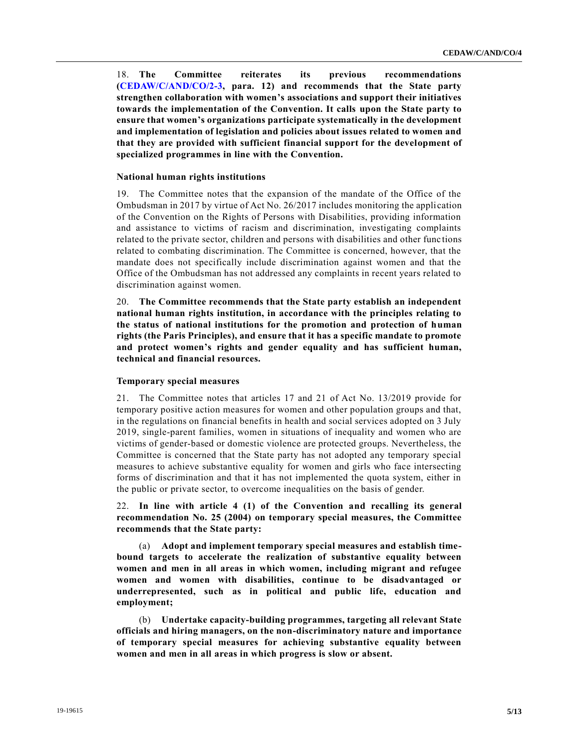18. **The Committee reiterates its previous recommendations (CEDAW/C/AND/CO/2-3, para. 12) and recommends that the State party strengthen collaboration with women's associations and support their initiatives towards the implementation of the Convention. It calls upon the State party to ensure that women's organizations participate systematically in the development and implementation of legislation and policies about issues related to women and that they are provided with sufficient financial support for the development of specialized programmes in line with the Convention.**

### National human rights institutions

19. The Committee notes that the expansion of the mandate of the Office of the Ombudsman in 2017 by virtue of Act No. 26/2017 includes monitoring the application of the Convention on the Rights of Persons with Disabilities, providing information and assistance to victims of racism and discrimination, investigating complaints related to the private sector, children and persons with disabilities and other functions related to combating discrimination. The Committee is concerned, however, that the mandate does not specifically include discrimination against women and that the Office of the Ombudsman has not addressed any complaints in recent years related to discrimination against women.

20. **The Committee recommends that the State party establish an independent national human rights institution, in accordance with the principles relating to the status of national institutions for the promotion and protection of human rights (the Paris Principles), and ensure that it has a specific mandate to promote and protect women's rights and gender equality and has sufficient human, technical and financial resources.**

### Temporary special measures

21. The Committee notes that articles 17 and 21 of Act No. 13/2019 provide for temporary positive action measures for women and other population groups and that, in the regulations on financial benefits in health and social services adopted on 3 July 2019, single-parent families, women in situations of inequality and women who are victims of gender-based or domestic violence are protected groups. Nevertheless, the Committee is concerned that the State party has not adopted any temporary special measures to achieve substantive equality for women and girls who face intersecting forms of discrimination and that it has not implemented the quota system, either in the public or private sector, to overcome inequalities on the basis of gender.

22. **In line with article 4 (1) of the Convention and recalling its general recommendation No. 25 (2004) on temporary special measures, the Committee recommends that the State party:**

(a) **Adopt and implement temporary special measures and establish time-bound targets to accelerate the realization of substantive equality between women and men in all areas in which women, including migrant and refugee women and women with disabilities, continue to be disadvantaged or underrepresented, such as in political and public life, education and employment;**

(b) **Undertake capacity-building programmes, targeting all relevant State officials and hiring managers, on the non-discriminatory nature and importance of temporary special measures for achieving substantive equality between women and men in all areas in which progress is slow or absent.**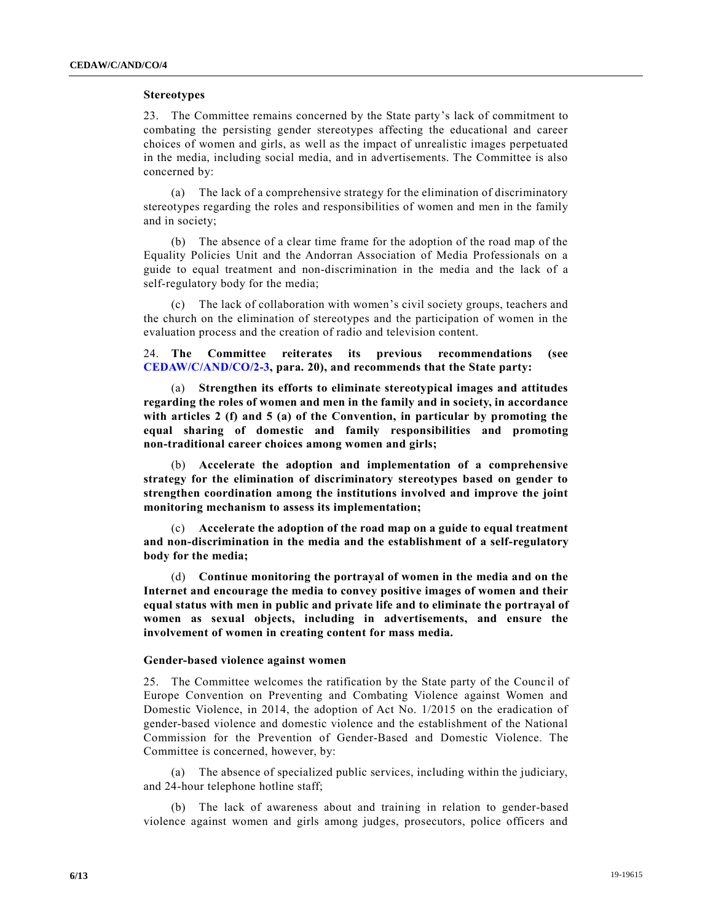### Stereotypes

23. The Committee remains concerned by the State party's lack of commitment to combating the persisting gender stereotypes affecting the educational and career choices of women and girls, as well as the impact of unrealistic images perpetuated in the media, including social media, and in advertisements. The Committee is also concerned by:

(a) The lack of a comprehensive strategy for the elimination of discriminatory stereotypes regarding the roles and responsibilities of women and men in the family and in society;

(b) The absence of a clear time frame for the adoption of the road map of the Equality Policies Unit and the Andorran Association of Media Professionals on a guide to equal treatment and non-discrimination in the media and the lack of a self-regulatory body for the media;

(c) The lack of collaboration with women's civil society groups, teachers and the church on the elimination of stereotypes and the participation of women in the evaluation process and the creation of radio and television content.

24. **The Committee reiterates its previous recommendations (see CEDAW/C/AND/CO/2-3, para. 20), and recommends that the State party:**

(a) **Strengthen its efforts to eliminate stereotypical images and attitudes regarding the roles of women and men in the family and in society, in accordance with articles 2 (f) and 5 (a) of the Convention, in particular by promoting the equal sharing of domestic and family responsibilities and promoting non-traditional career choices among women and girls;**

(b) **Accelerate the adoption and implementation of a comprehensive strategy for the elimination of discriminatory stereotypes based on gender to strengthen coordination among the institutions involved and improve the joint monitoring mechanism to assess its implementation;**

(c) **Accelerate the adoption of the road map on a guide to equal treatment and non-discrimination in the media and the establishment of a self-regulatory body for the media;**

(d) **Continue monitoring the portrayal of women in the media and on the Internet and encourage the media to convey positive images of women and their equal status with men in public and private life and to eliminate the portrayal of women as sexual objects, including in advertisements, and ensure the involvement of women in creating content for mass media.**

### Gender-based violence against women

25. The Committee welcomes the ratification by the State party of the Council of Europe Convention on Preventing and Combating Violence against Women and Domestic Violence, in 2014, the adoption of Act No. 1/2015 on the eradication of gender-based violence and domestic violence and the establishment of the National Commission for the Prevention of Gender-Based and Domestic Violence. The Committee is concerned, however, by:

(a) The absence of specialized public services, including within the judiciary, and 24-hour telephone hotline staff;

(b) The lack of awareness about and training in relation to gender-based violence against women and girls among judges, prosecutors, police officers and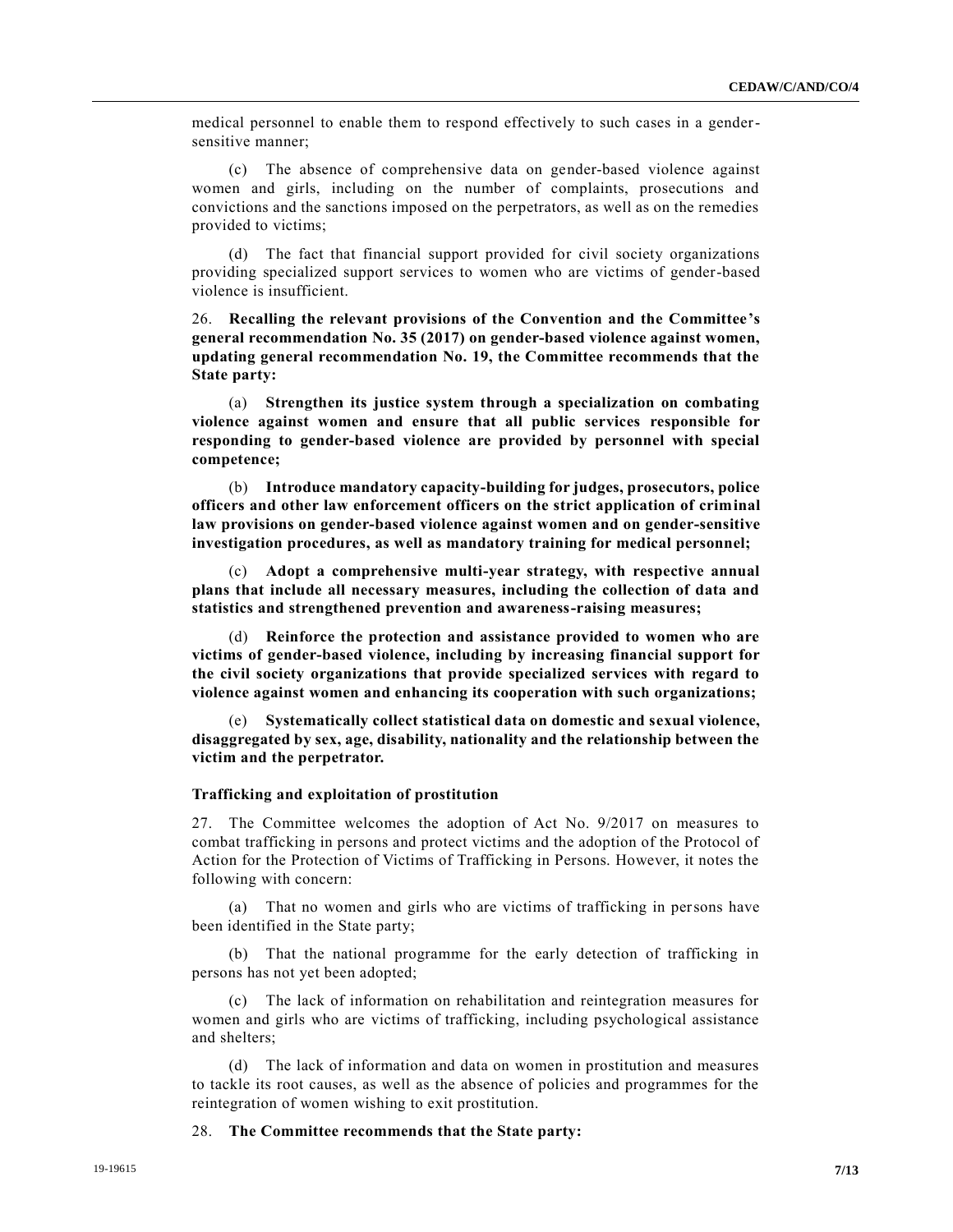medical personnel to enable them to respond effectively to such cases in a gender-sensitive manner;

(c) The absence of comprehensive data on gender-based violence against women and girls, including on the number of complaints, prosecutions and convictions and the sanctions imposed on the perpetrators, as well as on the remedies provided to victims;

(d) The fact that financial support provided for civil society organizations providing specialized support services to women who are victims of gender-based violence is insufficient.

26. **Recalling the relevant provisions of the Convention and the Committee's general recommendation No. 35 (2017) on gender-based violence against women, updating general recommendation No. 19, the Committee recommends that the State party:**

(a) **Strengthen its justice system through a specialization on combating violence against women and ensure that all public services responsible for responding to gender-based violence are provided by personnel with special competence;**

(b) **Introduce mandatory capacity-building for judges, prosecutors, police officers and other law enforcement officers on the strict application of criminal law provisions on gender-based violence against women and on gender-sensitive investigation procedures, as well as mandatory training for medical personnel;**

(c) **Adopt a comprehensive multi-year strategy, with respective annual plans that include all necessary measures, including the collection of data and statistics and strengthened prevention and awareness-raising measures;**

(d) **Reinforce the protection and assistance provided to women who are victims of gender-based violence, including by increasing financial support for the civil society organizations that provide specialized services with regard to violence against women and enhancing its cooperation with such organizations;**

(e) **Systematically collect statistical data on domestic and sexual violence, disaggregated by sex, age, disability, nationality and the relationship between the victim and the perpetrator.**

### Trafficking and exploitation of prostitution

27. The Committee welcomes the adoption of Act No. 9/2017 on measures to combat trafficking in persons and protect victims and the adoption of the Protocol of Action for the Protection of Victims of Trafficking in Persons. However, it notes the following with concern:

(a) That no women and girls who are victims of trafficking in persons have been identified in the State party;

(b) That the national programme for the early detection of trafficking in persons has not yet been adopted;

(c) The lack of information on rehabilitation and reintegration measures for women and girls who are victims of trafficking, including psychological assistance and shelters;

(d) The lack of information and data on women in prostitution and measures to tackle its root causes, as well as the absence of policies and programmes for the reintegration of women wishing to exit prostitution.

28. **The Committee recommends that the State party:**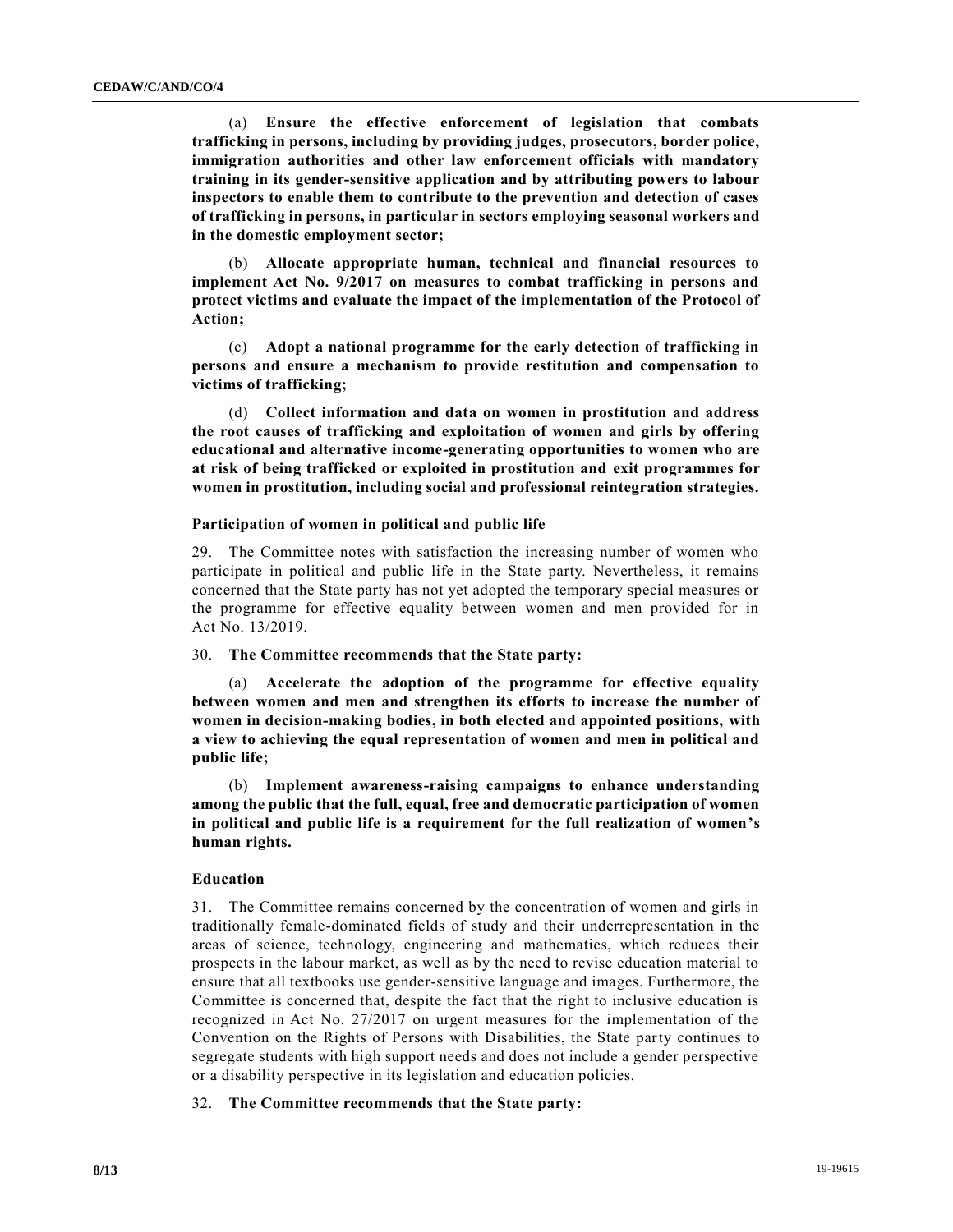(a) **Ensure the effective enforcement of legislation that combats trafficking in persons, including by providing judges, prosecutors, border police, immigration authorities and other law enforcement officials with mandatory training in its gender-sensitive application and by attributing powers to labour inspectors to enable them to contribute to the prevention and detection of cases of trafficking in persons, in particular in sectors employing seasonal workers and in the domestic employment sector;**

(b) **Allocate appropriate human, technical and financial resources to implement Act No. 9/2017 on measures to combat trafficking in persons and protect victims and evaluate the impact of the implementation of the Protocol of Action;**

(c) **Adopt a national programme for the early detection of trafficking in persons and ensure a mechanism to provide restitution and compensation to victims of trafficking;**

(d) **Collect information and data on women in prostitution and address the root causes of trafficking and exploitation of women and girls by offering educational and alternative income-generating opportunities to women who are at risk of being trafficked or exploited in prostitution and exit programmes for women in prostitution, including social and professional reintegration strategies.**

### Participation of women in political and public life

29. The Committee notes with satisfaction the increasing number of women who participate in political and public life in the State party. Nevertheless, it remains concerned that the State party has not yet adopted the temporary special measures or the programme for effective equality between women and men provided for in Act No. 13/2019.

30. **The Committee recommends that the State party:**

(a) **Accelerate the adoption of the programme for effective equality between women and men and strengthen its efforts to increase the number of women in decision-making bodies, in both elected and appointed positions, with a view to achieving the equal representation of women and men in political and public life;**

(b) **Implement awareness-raising campaigns to enhance understanding among the public that the full, equal, free and democratic participation of women in political and public life is a requirement for the full realization of women's human rights.**

### Education

31. The Committee remains concerned by the concentration of women and girls in traditionally female-dominated fields of study and their underrepresentation in the areas of science, technology, engineering and mathematics, which reduces their prospects in the labour market, as well as by the need to revise education material to ensure that all textbooks use gender-sensitive language and images. Furthermore, the Committee is concerned that, despite the fact that the right to inclusive education is recognized in Act No. 27/2017 on urgent measures for the implementation of the Convention on the Rights of Persons with Disabilities, the State party continues to segregate students with high support needs and does not include a gender perspective or a disability perspective in its legislation and education policies.

32. **The Committee recommends that the State party:**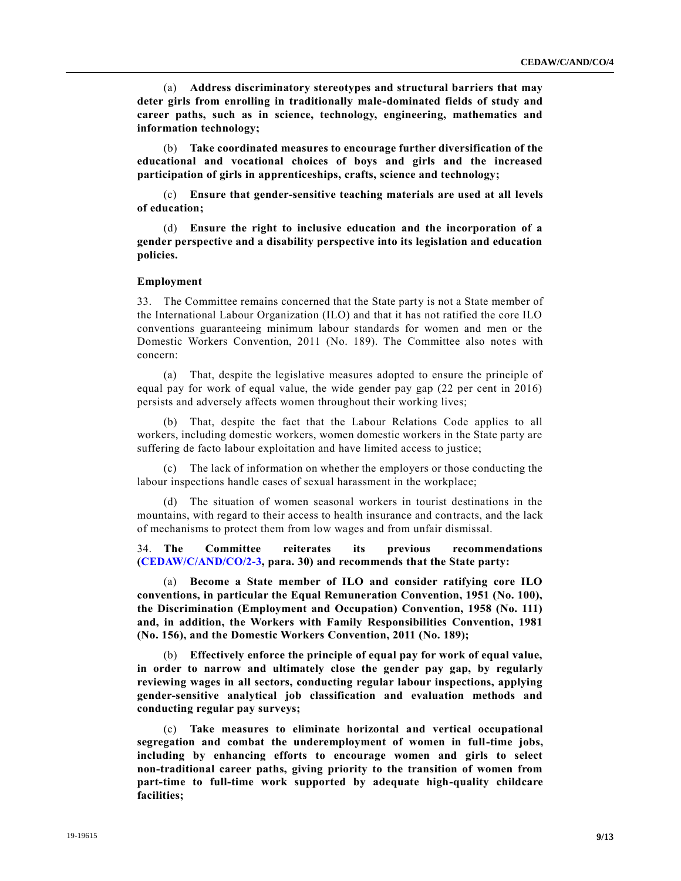(a) **Address discriminatory stereotypes and structural barriers that may deter girls from enrolling in traditionally male-dominated fields of study and career paths, such as in science, technology, engineering, mathematics and information technology;**

(b) **Take coordinated measures to encourage further diversification of the educational and vocational choices of boys and girls and the increased participation of girls in apprenticeships, crafts, science and technology;**

(c) **Ensure that gender-sensitive teaching materials are used at all levels of education;**

(d) **Ensure the right to inclusive education and the incorporation of a gender perspective and a disability perspective into its legislation and education policies.**

#### Employment

33. The Committee remains concerned that the State party is not a State member of the International Labour Organization (ILO) and that it has not ratified the core ILO conventions guaranteeing minimum labour standards for women and men or the Domestic Workers Convention, 2011 (No. 189). The Committee also notes with concern:

(a) That, despite the legislative measures adopted to ensure the principle of equal pay for work of equal value, the wide gender pay gap (22 per cent in 2016) persists and adversely affects women throughout their working lives;

(b) That, despite the fact that the Labour Relations Code applies to all workers, including domestic workers, women domestic workers in the State party are suffering de facto labour exploitation and have limited access to justice;

(c) The lack of information on whether the employers or those conducting the labour inspections handle cases of sexual harassment in the workplace;

(d) The situation of women seasonal workers in tourist destinations in the mountains, with regard to their access to health insurance and contracts, and the lack of mechanisms to protect them from low wages and from unfair dismissal.

34. **The Committee reiterates its previous recommendations (CEDAW/C/AND/CO/2-3, para. 30) and recommends that the State party:**

(a) **Become a State member of ILO and consider ratifying core ILO conventions, in particular the Equal Remuneration Convention, 1951 (No. 100), the Discrimination (Employment and Occupation) Convention, 1958 (No. 111) and, in addition, the Workers with Family Responsibilities Convention, 1981 (No. 156), and the Domestic Workers Convention, 2011 (No. 189);**

(b) **Effectively enforce the principle of equal pay for work of equal value, in order to narrow and ultimately close the gender pay gap, by regularly reviewing wages in all sectors, conducting regular labour inspections, applying gender-sensitive analytical job classification and evaluation methods and conducting regular pay surveys;**

(c) **Take measures to eliminate horizontal and vertical occupational segregation and combat the underemployment of women in full-time jobs, including by enhancing efforts to encourage women and girls to select non-traditional career paths, giving priority to the transition of women from part-time to full-time work supported by adequate high-quality childcare facilities;**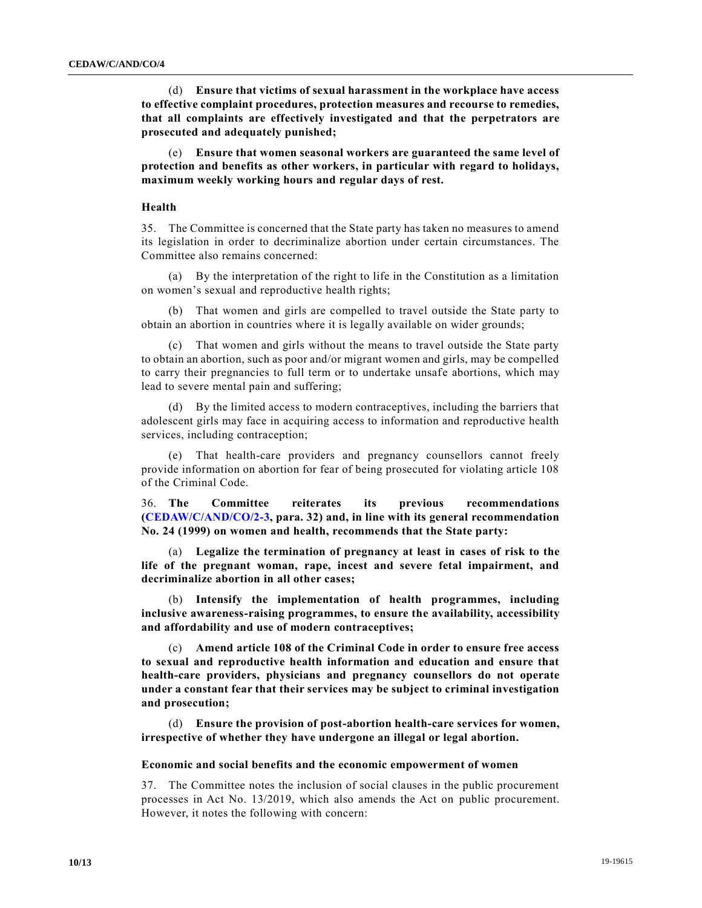(d) **Ensure that victims of sexual harassment in the workplace have access to effective complaint procedures, protection measures and recourse to remedies, that all complaints are effectively investigated and that the perpetrators are prosecuted and adequately punished;**

(e) **Ensure that women seasonal workers are guaranteed the same level of protection and benefits as other workers, in particular with regard to holidays, maximum weekly working hours and regular days of rest.**

### Health

35. The Committee is concerned that the State party has taken no measures to amend its legislation in order to decriminalize abortion under certain circumstances. The Committee also remains concerned:

(a) By the interpretation of the right to life in the Constitution as a limitation on women's sexual and reproductive health rights;

(b) That women and girls are compelled to travel outside the State party to obtain an abortion in countries where it is legally available on wider grounds;

(c) That women and girls without the means to travel outside the State party to obtain an abortion, such as poor and/or migrant women and girls, may be compelled to carry their pregnancies to full term or to undertake unsafe abortions, which may lead to severe mental pain and suffering;

(d) By the limited access to modern contraceptives, including the barriers that adolescent girls may face in acquiring access to information and reproductive health services, including contraception;

(e) That health-care providers and pregnancy counsellors cannot freely provide information on abortion for fear of being prosecuted for violating article 108 of the Criminal Code.

36. **The Committee reiterates its previous recommendations (CEDAW/C/AND/CO/2-3, para. 32) and, in line with its general recommendation No. 24 (1999) on women and health, recommends that the State party:**

(a) **Legalize the termination of pregnancy at least in cases of risk to the life of the pregnant woman, rape, incest and severe fetal impairment, and decriminalize abortion in all other cases;**

(b) **Intensify the implementation of health programmes, including inclusive awareness-raising programmes, to ensure the availability, accessibility and affordability and use of modern contraceptives;**

(c) **Amend article 108 of the Criminal Code in order to ensure free access to sexual and reproductive health information and education and ensure that health-care providers, physicians and pregnancy counsellors do not operate under a constant fear that their services may be subject to criminal investigation and prosecution;**

(d) **Ensure the provision of post-abortion health-care services for women, irrespective of whether they have undergone an illegal or legal abortion.**

### Economic and social benefits and the economic empowerment of women

37. The Committee notes the inclusion of social clauses in the public procurement processes in Act No. 13/2019, which also amends the Act on public procurement. However, it notes the following with concern: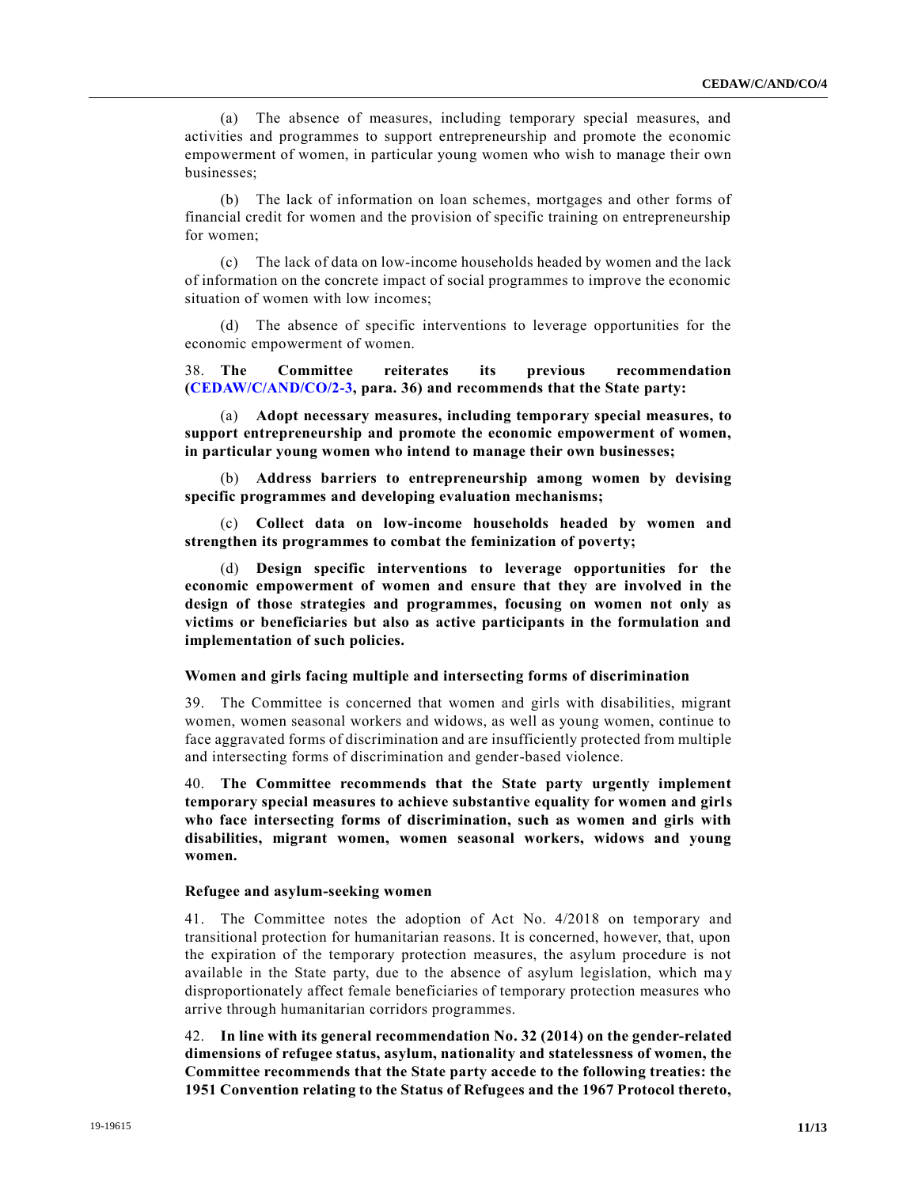(a) The absence of measures, including temporary special measures, and activities and programmes to support entrepreneurship and promote the economic empowerment of women, in particular young women who wish to manage their own businesses;

(b) The lack of information on loan schemes, mortgages and other forms of financial credit for women and the provision of specific training on entrepreneurship for women;

(c) The lack of data on low-income households headed by women and the lack of information on the concrete impact of social programmes to improve the economic situation of women with low incomes;

(d) The absence of specific interventions to leverage opportunities for the economic empowerment of women.

38. **The Committee reiterates its previous recommendation (CEDAW/C/AND/CO/2-3, para. 36) and recommends that the State party:**

(a) **Adopt necessary measures, including temporary special measures, to support entrepreneurship and promote the economic empowerment of women, in particular young women who intend to manage their own businesses;**

(b) **Address barriers to entrepreneurship among women by devising specific programmes and developing evaluation mechanisms;**

(c) **Collect data on low-income households headed by women and strengthen its programmes to combat the feminization of poverty;**

(d) **Design specific interventions to leverage opportunities for the economic empowerment of women and ensure that they are involved in the design of those strategies and programmes, focusing on women not only as victims or beneficiaries but also as active participants in the formulation and implementation of such policies.**

### Women and girls facing multiple and intersecting forms of discrimination

39. The Committee is concerned that women and girls with disabilities, migrant women, women seasonal workers and widows, as well as young women, continue to face aggravated forms of discrimination and are insufficiently protected from multiple and intersecting forms of discrimination and gender-based violence.

40. **The Committee recommends that the State party urgently implement temporary special measures to achieve substantive equality for women and girls who face intersecting forms of discrimination, such as women and girls with disabilities, migrant women, women seasonal workers, widows and young women.**

### Refugee and asylum-seeking women

41. The Committee notes the adoption of Act No. 4/2018 on temporary and transitional protection for humanitarian reasons. It is concerned, however, that, upon the expiration of the temporary protection measures, the asylum procedure is not available in the State party, due to the absence of asylum legislation, which may disproportionately affect female beneficiaries of temporary protection measures who arrive through humanitarian corridors programmes.

42. **In line with its general recommendation No. 32 (2014) on the gender-related dimensions of refugee status, asylum, nationality and statelessness of women, the Committee recommends that the State party accede to the following treaties: the 1951 Convention relating to the Status of Refugees and the 1967 Protocol thereto,**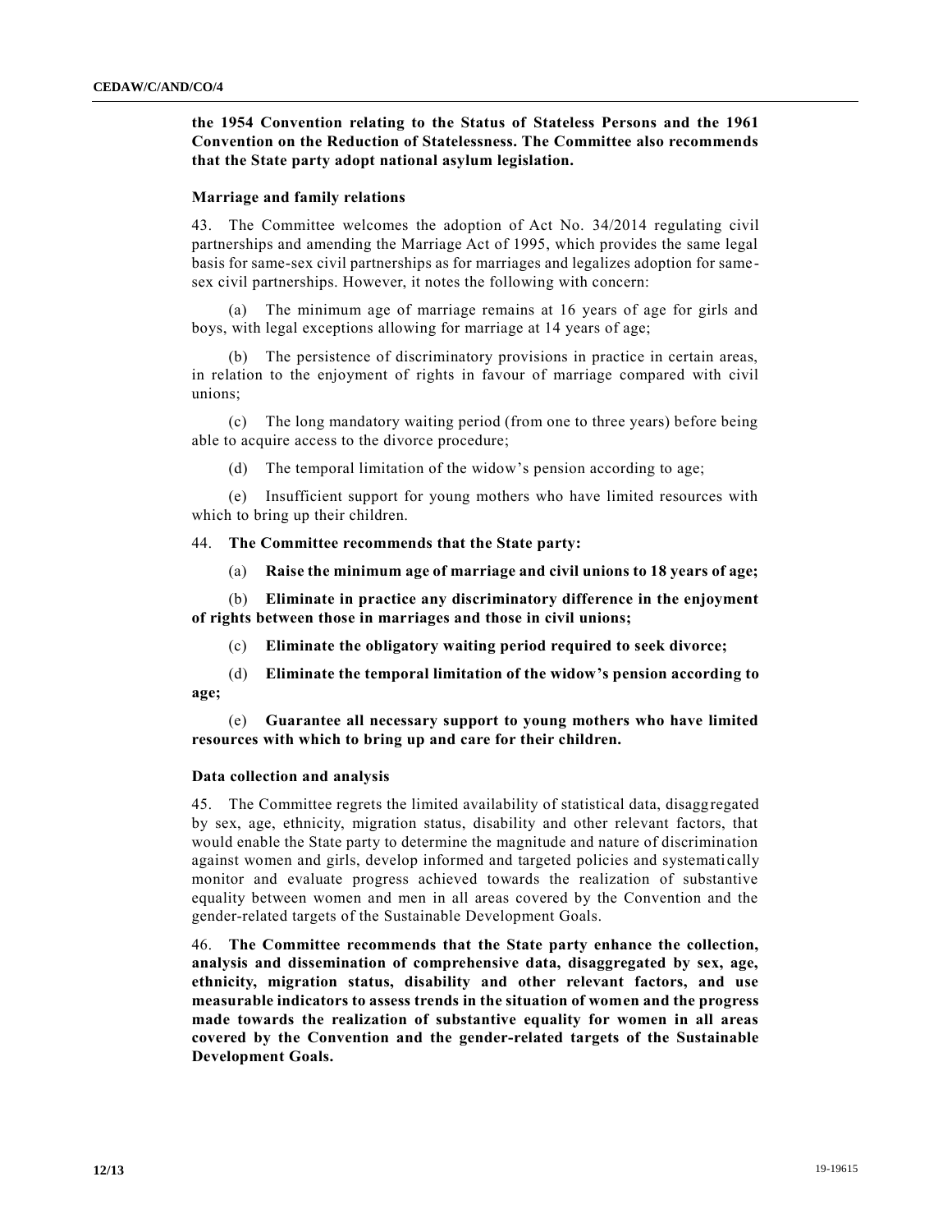**the 1954 Convention relating to the Status of Stateless Persons and the 1961 Convention on the Reduction of Statelessness. The Committee also recommends that the State party adopt national asylum legislation.**

### Marriage and family relations

43. The Committee welcomes the adoption of Act No. 34/2014 regulating civil partnerships and amending the Marriage Act of 1995, which provides the same legal basis for same-sex civil partnerships as for marriages and legalizes adoption for same-sex civil partnerships. However, it notes the following with concern:

(a) The minimum age of marriage remains at 16 years of age for girls and boys, with legal exceptions allowing for marriage at 14 years of age;

(b) The persistence of discriminatory provisions in practice in certain areas, in relation to the enjoyment of rights in favour of marriage compared with civil unions;

(c) The long mandatory waiting period (from one to three years) before being able to acquire access to the divorce procedure;

(d) The temporal limitation of the widow's pension according to age;

(e) Insufficient support for young mothers who have limited resources with which to bring up their children.

44. **The Committee recommends that the State party:**

(a) **Raise the minimum age of marriage and civil unions to 18 years of age;**

(b) **Eliminate in practice any discriminatory difference in the enjoyment of rights between those in marriages and those in civil unions;**

(c) **Eliminate the obligatory waiting period required to seek divorce;**

(d) **Eliminate the temporal limitation of the widow's pension according to age;**

(e) **Guarantee all necessary support to young mothers who have limited resources with which to bring up and care for their children.**

### Data collection and analysis

45. The Committee regrets the limited availability of statistical data, disaggregated by sex, age, ethnicity, migration status, disability and other relevant factors, that would enable the State party to determine the magnitude and nature of discrimination against women and girls, develop informed and targeted policies and systematically monitor and evaluate progress achieved towards the realization of substantive equality between women and men in all areas covered by the Convention and the gender-related targets of the Sustainable Development Goals.

46. **The Committee recommends that the State party enhance the collection, analysis and dissemination of comprehensive data, disaggregated by sex, age, ethnicity, migration status, disability and other relevant factors, and use measurable indicators to assess trends in the situation of women and the progress made towards the realization of substantive equality for women in all areas covered by the Convention and the gender-related targets of the Sustainable Development Goals.**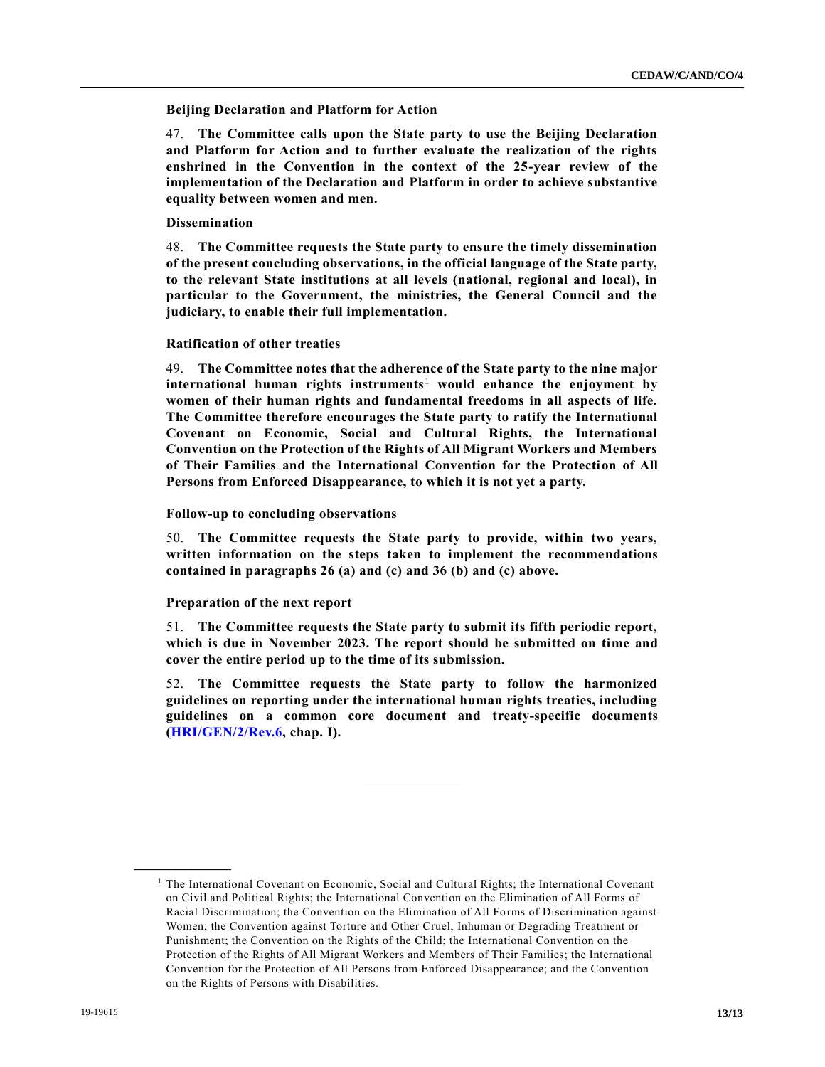**Beijing Declaration and Platform for Action**

47. **The Committee calls upon the State party to use the Beijing Declaration and Platform for Action and to further evaluate the realization of the rights enshrined in the Convention in the context of the 25-year review of the implementation of the Declaration and Platform in order to achieve substantive equality between women and men.**

**Dissemination**

48. **The Committee requests the State party to ensure the timely dissemination of the present concluding observations, in the official language of the State party, to the relevant State institutions at all levels (national, regional and local), in particular to the Government, the ministries, the General Council and the judiciary, to enable their full implementation.**

**Ratification of other treaties**

49. **The Committee notes that the adherence of the State party to the nine major international human rights instruments**[1] **would enhance the enjoyment by women of their human rights and fundamental freedoms in all aspects of life. The Committee therefore encourages the State party to ratify the International Covenant on Economic, Social and Cultural Rights, the International Convention on the Protection of the Rights of All Migrant Workers and Members of Their Families and the International Convention for the Protection of All Persons from Enforced Disappearance, to which it is not yet a party.**

**Follow-up to concluding observations**

50. **The Committee requests the State party to provide, within two years, written information on the steps taken to implement the recommendations contained in paragraphs 26 (a) and (c) and 36 (b) and (c) above.**

**Preparation of the next report**

51. **The Committee requests the State party to submit its fifth periodic report, which is due in November 2023. The report should be submitted on time and cover the entire period up to the time of its submission.**

52. **The Committee requests the State party to follow the harmonized guidelines on reporting under the international human rights treaties, including guidelines on a common core document and treaty-specific documents (HRI/GEN/2/Rev.6, chap. I).**

---

[1] The International Covenant on Economic, Social and Cultural Rights; the International Covenant on Civil and Political Rights; the International Convention on the Elimination of All Forms of Racial Discrimination; the Convention on the Elimination of All Forms of Discrimination against Women; the Convention against Torture and Other Cruel, Inhuman or Degrading Treatment or Punishment; the Convention on the Rights of the Child; the International Convention on the Protection of the Rights of All Migrant Workers and Members of Their Families; the International Convention for the Protection of All Persons from Enforced Disappearance; and the Convention on the Rights of Persons with Disabilities.